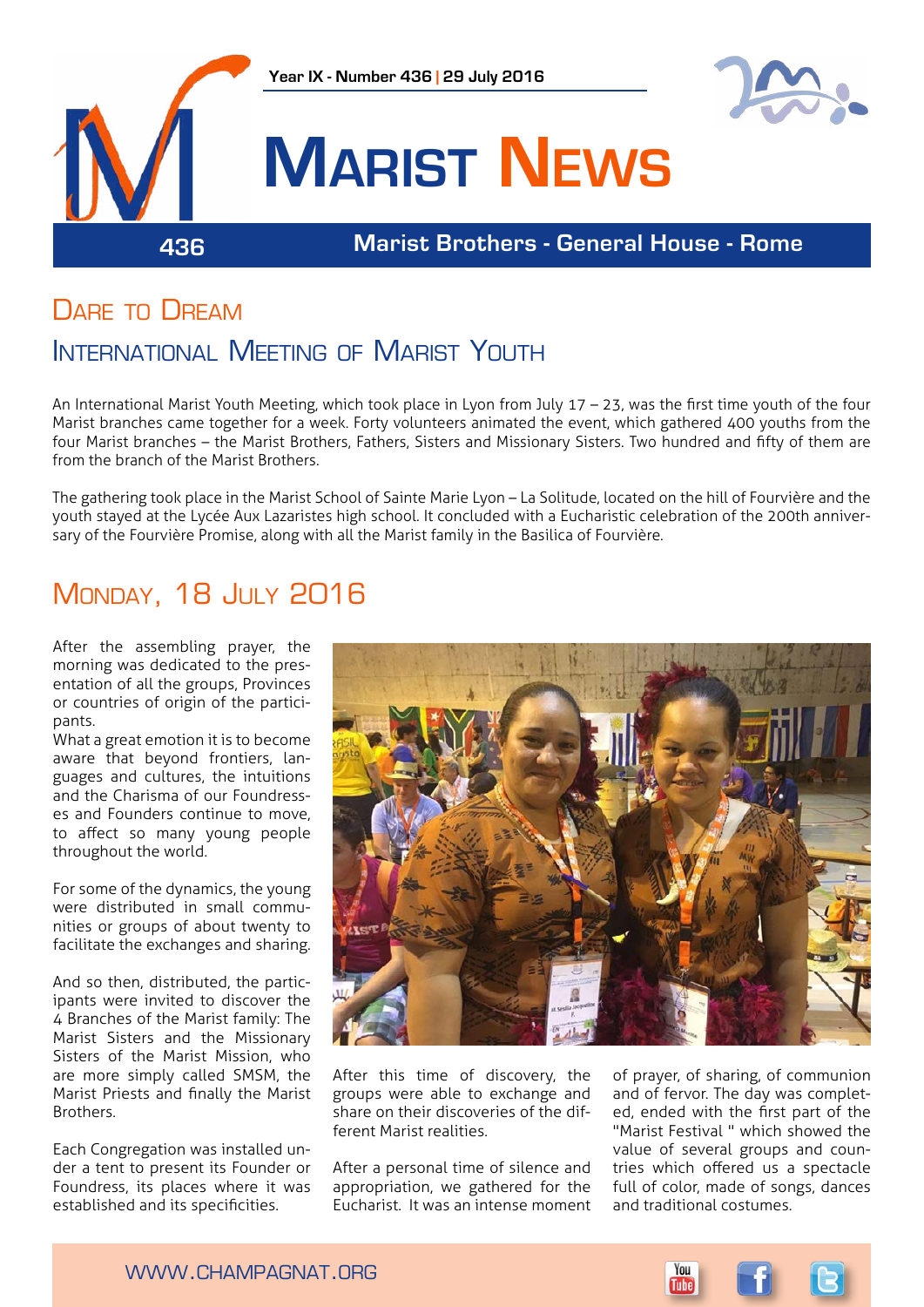Year IX - Number 436 | 29 July 2016

# Marist News

436 — Marist Brothers - General House - Rome

## Dare to Dream

## International Meeting of Marist Youth

An International Marist Youth Meeting, which took place in Lyon from July 17 – 23, was the first time youth of the four Marist branches came together for a week. Forty volunteers animated the event, which gathered 400 youths from the four Marist branches – the Marist Brothers, Fathers, Sisters and Missionary Sisters. Two hundred and fifty of them are from the branch of the Marist Brothers.

The gathering took place in the Marist School of Sainte Marie Lyon – La Solitude, located on the hill of Fourvière and the youth stayed at the Lycée Aux Lazaristes high school. It concluded with a Eucharistic celebration of the 200th anniversary of the Fourvière Promise, along with all the Marist family in the Basilica of Fourvière.

## Monday, 18 July 2016

After the assembling prayer, the morning was dedicated to the presentation of all the groups, Provinces or countries of origin of the participants.

What a great emotion it is to become aware that beyond frontiers, languages and cultures, the intuitions and the Charisma of our Foundresses and Founders continue to move, to affect so many young people throughout the world.

For some of the dynamics, the young were distributed in small communities or groups of about twenty to facilitate the exchanges and sharing.

And so then, distributed, the participants were invited to discover the 4 Branches of the Marist family: The Marist Sisters and the Missionary Sisters of the Marist Mission, who are more simply called SMSM, the Marist Priests and finally the Marist Brothers.

Each Congregation was installed under a tent to present its Founder or Foundress, its places where it was established and its specificities.

After this time of discovery, the groups were able to exchange and share on their discoveries of the different Marist realities.

After a personal time of silence and appropriation, we gathered for the Eucharist. It was an intense moment of prayer, of sharing, of communion and of fervor. The day was completed, ended with the first part of the "Marist Festival " which showed the value of several groups and countries which offered us a spectacle full of color, made of songs, dances and traditional costumes.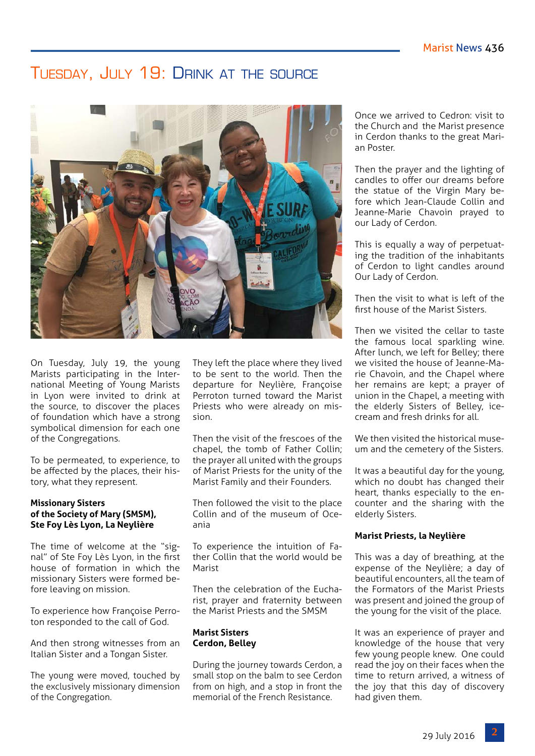# Tuesday, July 19: Drink at the source

On Tuesday, July 19, the young Marists participating in the International Meeting of Young Marists in Lyon were invited to drink at the source, to discover the places of foundation which have a strong symbolical dimension for each one of the Congregations.

To be permeated, to experience, to be affected by the places, their history, what they represent.

**Missionary Sisters of the Society of Mary (SMSM), Ste Foy Lès Lyon, La Neylière**

The time of welcome at the "signal" of Ste Foy Lès Lyon, in the first house of formation in which the missionary Sisters were formed before leaving on mission.

To experience how Françoise Perroton responded to the call of God.

And then strong witnesses from an Italian Sister and a Tongan Sister.

The young were moved, touched by the exclusively missionary dimension of the Congregation.

They left the place where they lived to be sent to the world. Then the departure for Neylière, Françoise Perroton turned toward the Marist Priests who were already on mission.

Then the visit of the frescoes of the chapel, the tomb of Father Collin; the prayer all united with the groups of Marist Priests for the unity of the Marist Family and their Founders.

Then followed the visit to the place Collin and of the museum of Oceania

To experience the intuition of Father Collin that the world would be Marist

Then the celebration of the Eucharist, prayer and fraternity between the Marist Priests and the SMSM

**Marist Sisters Cerdon, Belley**

During the journey towards Cerdon, a small stop on the balm to see Cerdon from on high, and a stop in front the memorial of the French Resistance.

Once we arrived to Cedron: visit to the Church and the Marist presence in Cerdon thanks to the great Marian Poster.

Then the prayer and the lighting of candles to offer our dreams before the statue of the Virgin Mary before which Jean-Claude Collin and Jeanne-Marie Chavoin prayed to our Lady of Cerdon.

This is equally a way of perpetuating the tradition of the inhabitants of Cerdon to light candles around Our Lady of Cerdon.

Then the visit to what is left of the first house of the Marist Sisters.

Then we visited the cellar to taste the famous local sparkling wine. After lunch, we left for Belley; there we visited the house of Jeanne-Marie Chavoin, and the Chapel where her remains are kept; a prayer of union in the Chapel, a meeting with the elderly Sisters of Belley, ice-cream and fresh drinks for all.

We then visited the historical museum and the cemetery of the Sisters.

It was a beautiful day for the young, which no doubt has changed their heart, thanks especially to the encounter and the sharing with the elderly Sisters.

**Marist Priests, la Neylière**

This was a day of breathing, at the expense of the Neylière; a day of beautiful encounters, all the team of the Formators of the Marist Priests was present and joined the group of the young for the visit of the place.

It was an experience of prayer and knowledge of the house that very few young people knew. One could read the joy on their faces when the time to return arrived, a witness of the joy that this day of discovery had given them.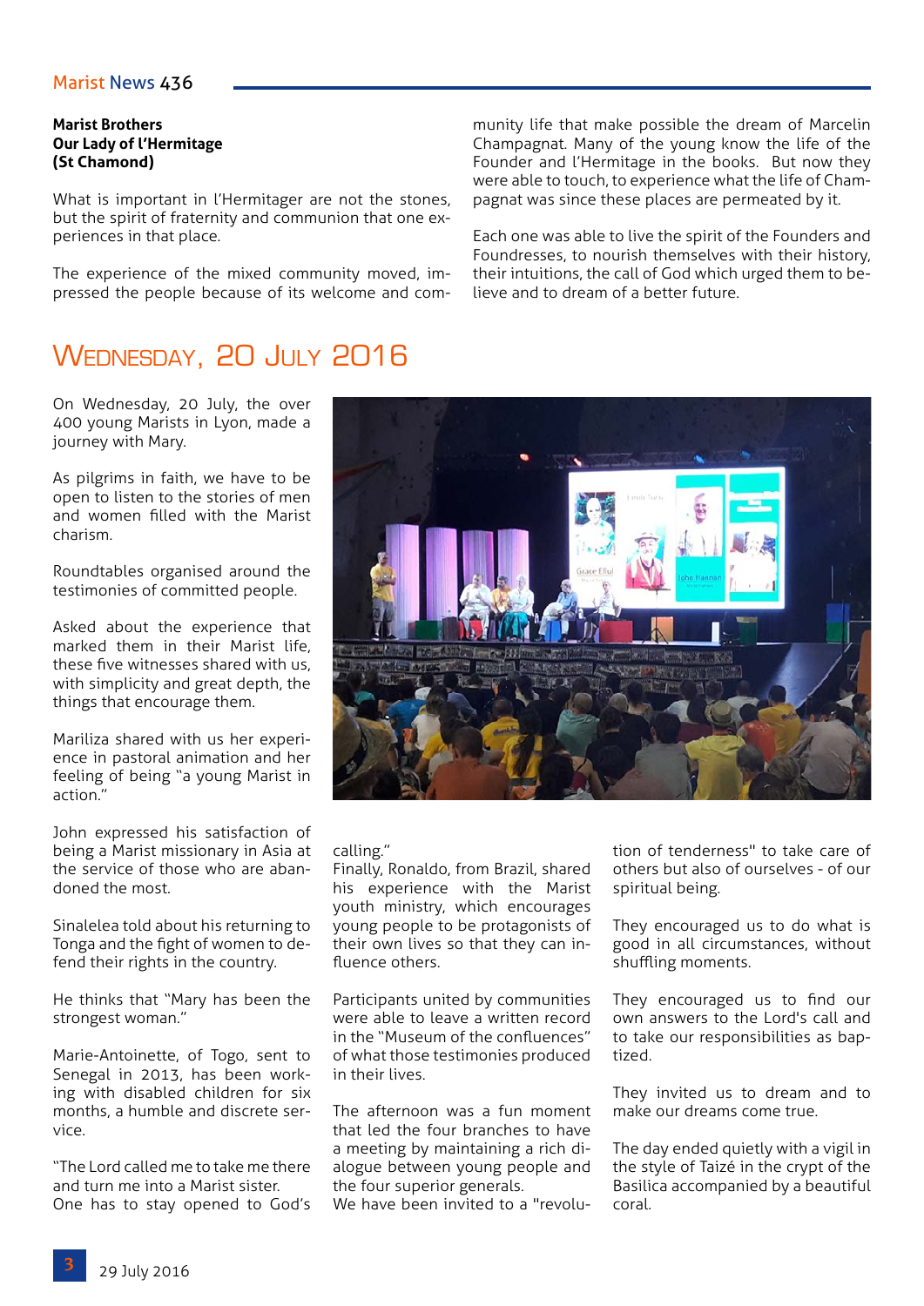**Marist Brothers**
**Our Lady of l'Hermitage**
**(St Chamond)**

What is important in l'Hermitager are not the stones, but the spirit of fraternity and communion that one experiences in that place.

The experience of the mixed community moved, impressed the people because of its welcome and community life that make possible the dream of Marcelin Champagnat. Many of the young know the life of the Founder and l'Hermitage in the books. But now they were able to touch, to experience what the life of Champagnat was since these places are permeated by it.

Each one was able to live the spirit of the Founders and Foundresses, to nourish themselves with their history, their intuitions, the call of God which urged them to believe and to dream of a better future.

## Wednesday, 20 July 2016

On Wednesday, 20 July, the over 400 young Marists in Lyon, made a journey with Mary.

As pilgrims in faith, we have to be open to listen to the stories of men and women filled with the Marist charism.

Roundtables organised around the testimonies of committed people.

Asked about the experience that marked them in their Marist life, these five witnesses shared with us, with simplicity and great depth, the things that encourage them.

Mariliza shared with us her experience in pastoral animation and her feeling of being "a young Marist in action."

John expressed his satisfaction of being a Marist missionary in Asia at the service of those who are abandoned the most.

Sinalelea told about his returning to Tonga and the fight of women to defend their rights in the country.

He thinks that "Mary has been the strongest woman."

Marie-Antoinette, of Togo, sent to Senegal in 2013, has been working with disabled children for six months, a humble and discrete service.

"The Lord called me to take me there and turn me into a Marist sister. One has to stay opened to God's calling."

Finally, Ronaldo, from Brazil, shared his experience with the Marist youth ministry, which encourages young people to be protagonists of their own lives so that they can influence others.

Participants united by communities were able to leave a written record in the "Museum of the confluences" of what those testimonies produced in their lives.

The afternoon was a fun moment that led the four branches to have a meeting by maintaining a rich dialogue between young people and the four superior generals.

We have been invited to a "revolution of tenderness" to take care of others but also of ourselves - of our spiritual being.

They encouraged us to do what is good in all circumstances, without shuffling moments.

They encouraged us to find our own answers to the Lord's call and to take our responsibilities as baptized.

They invited us to dream and to make our dreams come true.

The day ended quietly with a vigil in the style of Taizé in the crypt of the Basilica accompanied by a beautiful coral.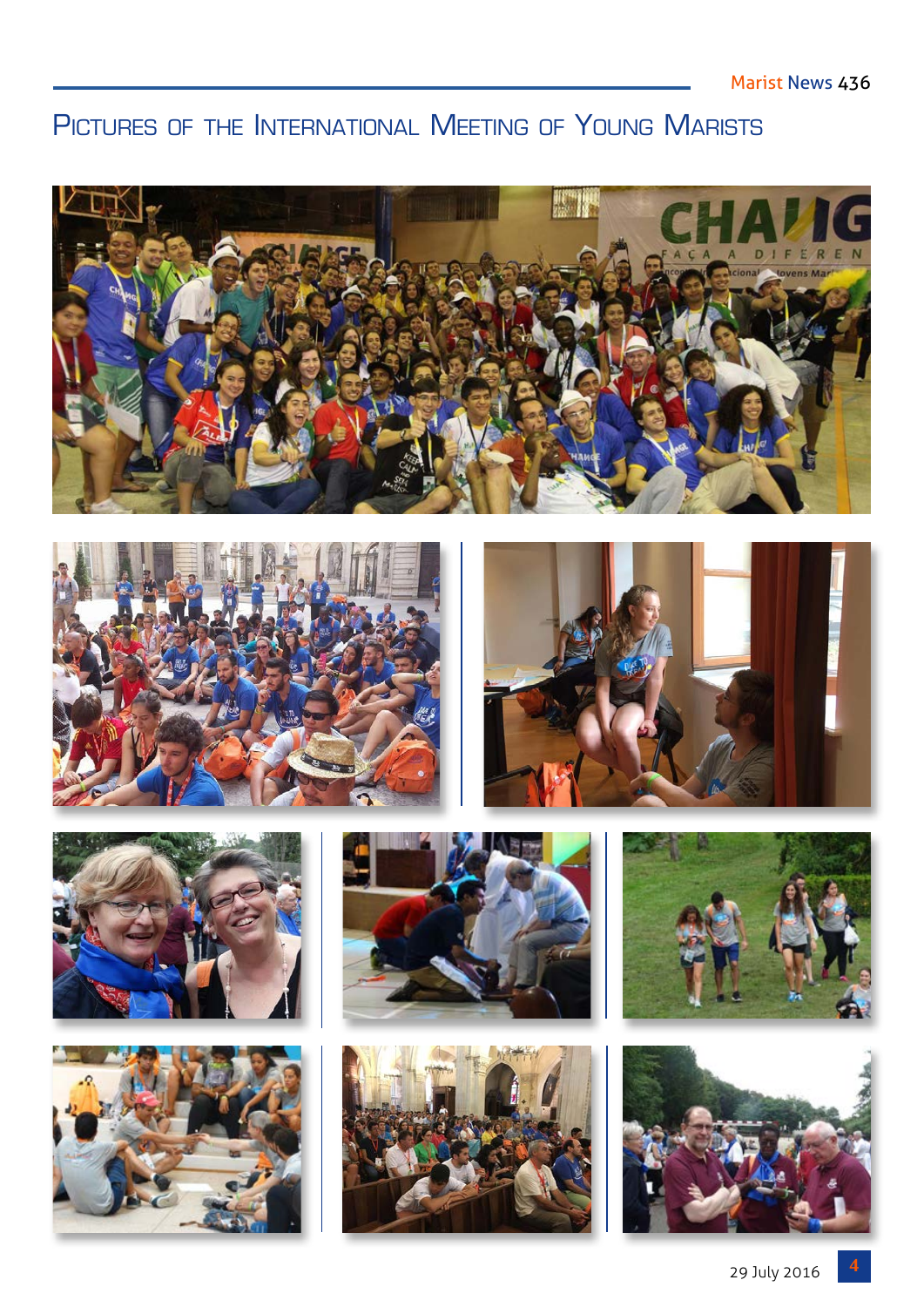# Pictures of the International Meeting of Young Marists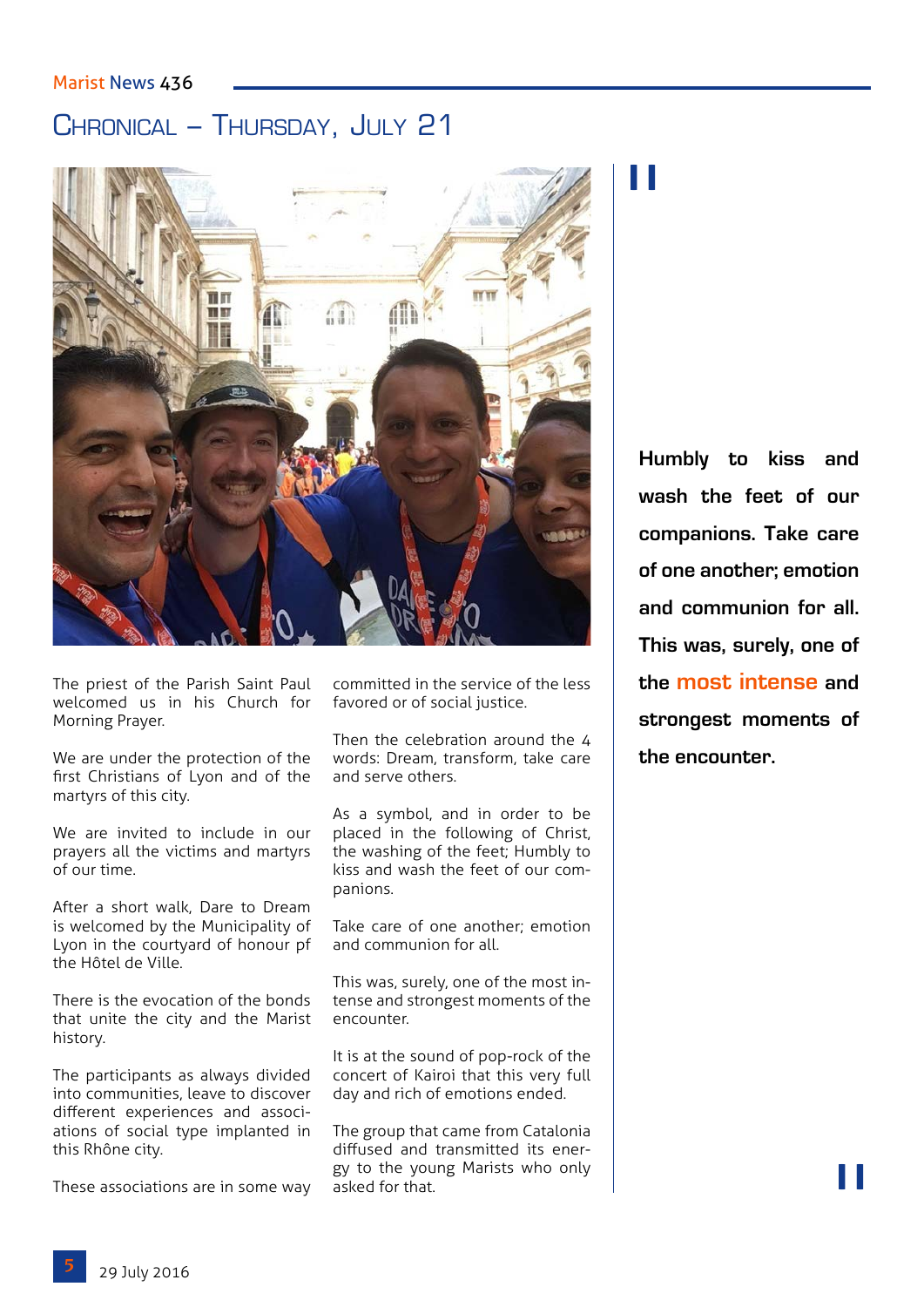# Chronical – Thursday, July 21

The priest of the Parish Saint Paul welcomed us in his Church for Morning Prayer.

We are under the protection of the first Christians of Lyon and of the martyrs of this city.

We are invited to include in our prayers all the victims and martyrs of our time.

After a short walk, Dare to Dream is welcomed by the Municipality of Lyon in the courtyard of honour pf the Hôtel de Ville.

There is the evocation of the bonds that unite the city and the Marist history.

The participants as always divided into communities, leave to discover different experiences and associations of social type implanted in this Rhône city.

These associations are in some way committed in the service of the less favored or of social justice.

Then the celebration around the 4 words: Dream, transform, take care and serve others.

As a symbol, and in order to be placed in the following of Christ, the washing of the feet; Humbly to kiss and wash the feet of our companions.

Take care of one another; emotion and communion for all.

This was, surely, one of the most intense and strongest moments of the encounter.

It is at the sound of pop-rock of the concert of Kairoi that this very full day and rich of emotions ended.

The group that came from Catalonia diffused and transmitted its energy to the young Marists who only asked for that.

**Humbly to kiss and wash the feet of our companions. Take care of one another; emotion and communion for all. This was, surely, one of the most intense and strongest moments of the encounter.**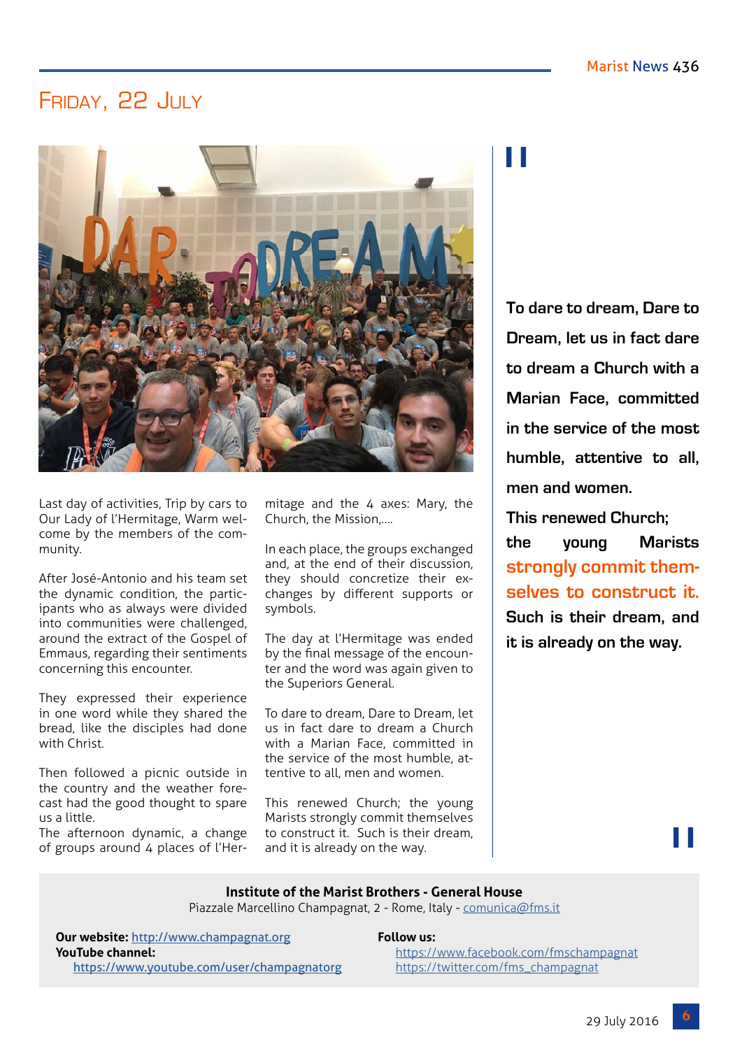## Friday, 22 July

Last day of activities, Trip by cars to Our Lady of l'Hermitage, Warm welcome by the members of the community.

After José-Antonio and his team set the dynamic condition, the participants who as always were divided into communities were challenged, around the extract of the Gospel of Emmaus, regarding their sentiments concerning this encounter.

They expressed their experience in one word while they shared the bread, like the disciples had done with Christ.

Then followed a picnic outside in the country and the weather forecast had the good thought to spare us a little.
The afternoon dynamic, a change of groups around 4 places of l'Hermitage and the 4 axes: Mary, the Church, the Mission,….

In each place, the groups exchanged and, at the end of their discussion, they should concretize their exchanges by different supports or symbols.

The day at l'Hermitage was ended by the final message of the encounter and the word was again given to the Superiors General.

To dare to dream, Dare to Dream, let us in fact dare to dream a Church with a Marian Face, committed in the service of the most humble, attentive to all, men and women.

This renewed Church; the young Marists strongly commit themselves to construct it. Such is their dream, and it is already on the way.

> **To dare to dream, Dare to Dream, let us in fact dare to dream a Church with a Marian Face, committed in the service of the most humble, attentive to all, men and women.**
>
> **This renewed Church; the young Marists strongly commit themselves to construct it. Such is their dream, and it is already on the way.**

**Institute of the Marist Brothers - General House**
Piazzale Marcellino Champagnat, 2 - Rome, Italy - comunica@fms.it

**Our website:** http://www.champagnat.org
**YouTube channel:**
https://www.youtube.com/user/champagnatorg

**Follow us:**
https://www.facebook.com/fmschampagnat
https://twitter.com/fms_champagnat

29 July 2016